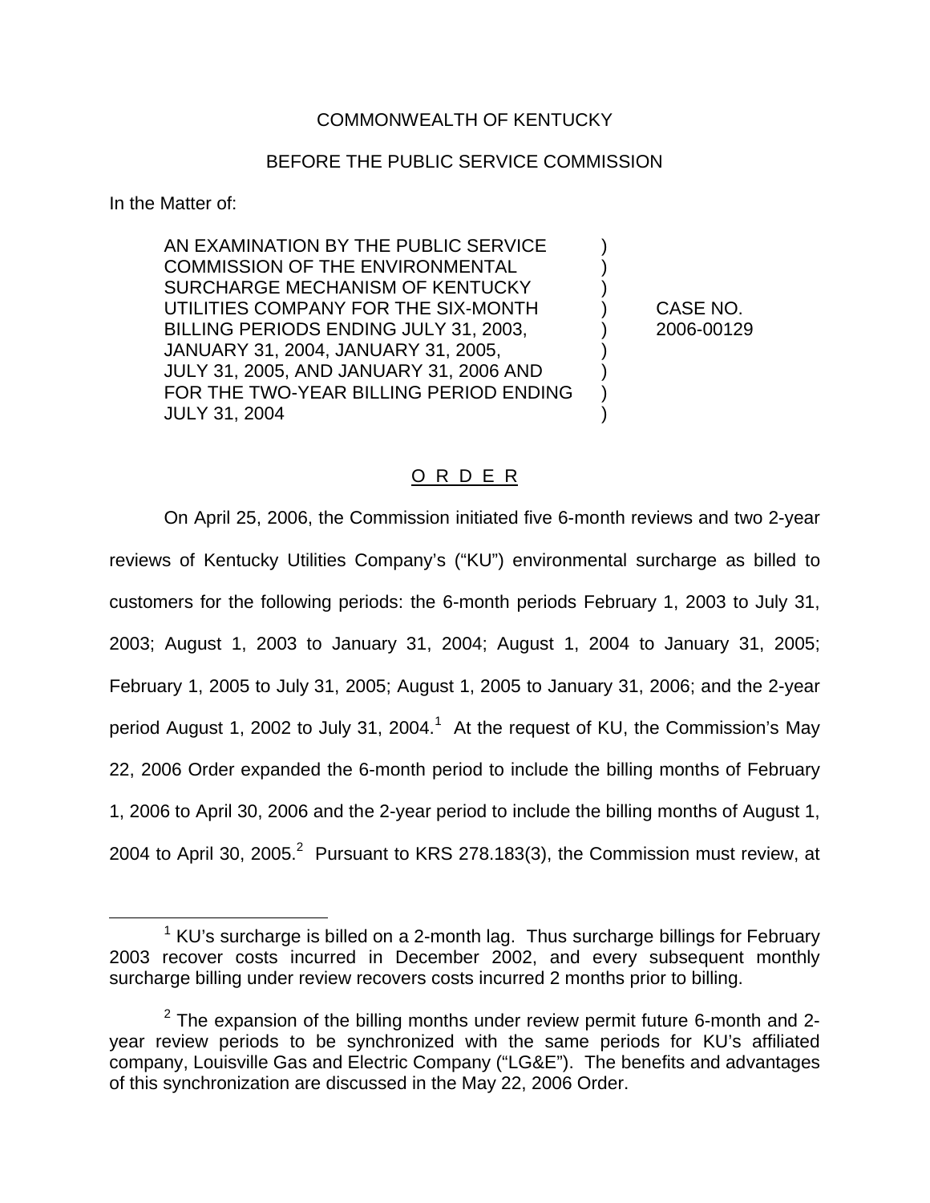COMMONWEALTH OF KENTUCKY

BEFORE THE PUBLIC SERVICE COMMISSION

In the Matter of:

| | | |
|---|---|---|
| AN EXAMINATION BY THE PUBLIC SERVICE COMMISSION OF THE ENVIRONMENTAL SURCHARGE MECHANISM OF KENTUCKY UTILITIES COMPANY FOR THE SIX-MONTH BILLING PERIODS ENDING JULY 31, 2003, JANUARY 31, 2004, JANUARY 31, 2005, JULY 31, 2005, AND JANUARY 31, 2006 AND FOR THE TWO-YEAR BILLING PERIOD ENDING JULY 31, 2004 | ) | CASE NO. 2006-00129 |

O R D E R

On April 25, 2006, the Commission initiated five 6-month reviews and two 2-year reviews of Kentucky Utilities Company's ("KU") environmental surcharge as billed to customers for the following periods: the 6-month periods February 1, 2003 to July 31, 2003; August 1, 2003 to January 31, 2004; August 1, 2004 to January 31, 2005; February 1, 2005 to July 31, 2005; August 1, 2005 to January 31, 2006; and the 2-year period August 1, 2002 to July 31, 2004.[1] At the request of KU, the Commission's May 22, 2006 Order expanded the 6-month period to include the billing months of February 1, 2006 to April 30, 2006 and the 2-year period to include the billing months of August 1, 2004 to April 30, 2005.[2] Pursuant to KRS 278.183(3), the Commission must review, at

[1] KU's surcharge is billed on a 2-month lag. Thus surcharge billings for February 2003 recover costs incurred in December 2002, and every subsequent monthly surcharge billing under review recovers costs incurred 2 months prior to billing.

[2] The expansion of the billing months under review permit future 6-month and 2-year review periods to be synchronized with the same periods for KU's affiliated company, Louisville Gas and Electric Company ("LG&E"). The benefits and advantages of this synchronization are discussed in the May 22, 2006 Order.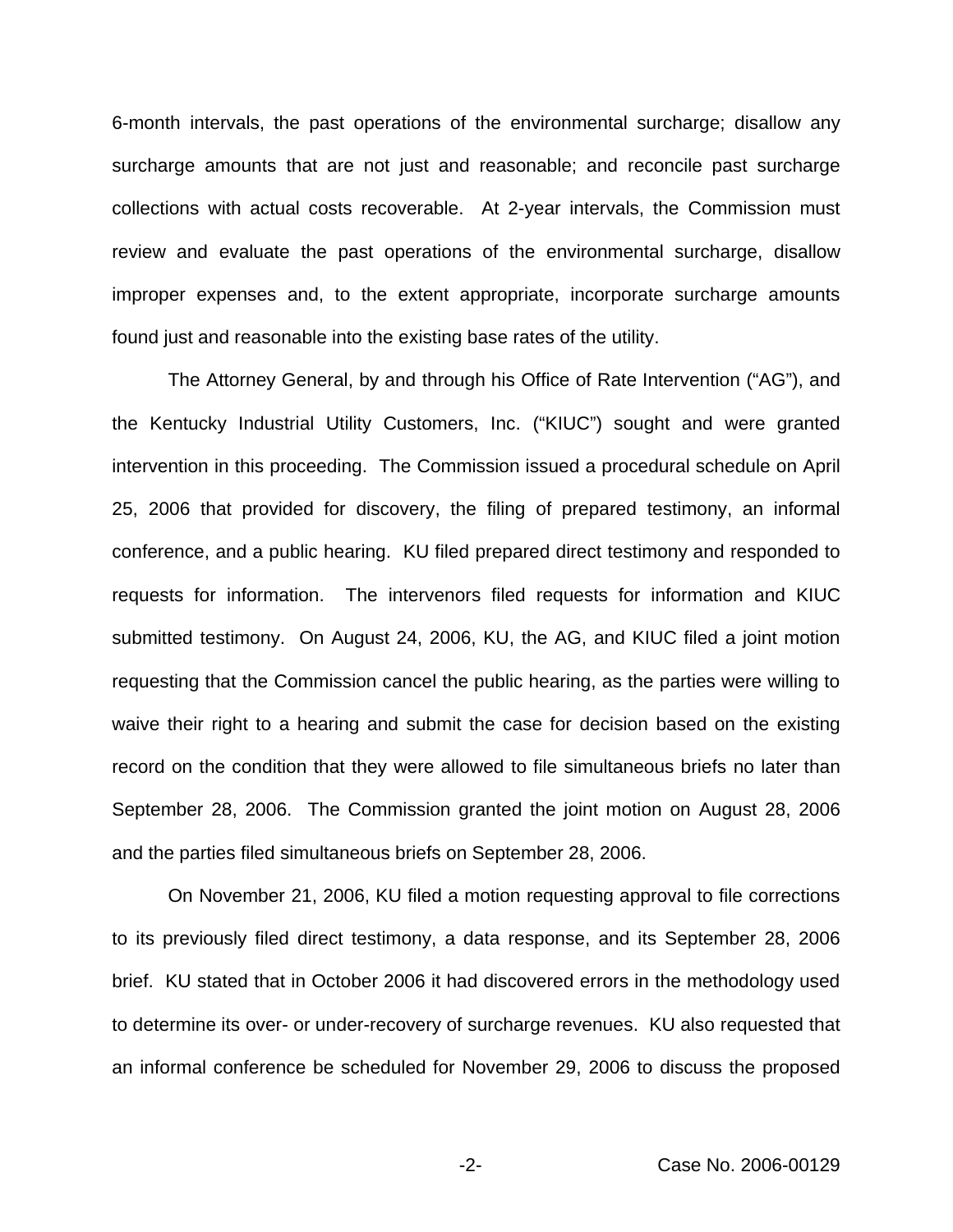6-month intervals, the past operations of the environmental surcharge; disallow any surcharge amounts that are not just and reasonable; and reconcile past surcharge collections with actual costs recoverable. At 2-year intervals, the Commission must review and evaluate the past operations of the environmental surcharge, disallow improper expenses and, to the extent appropriate, incorporate surcharge amounts found just and reasonable into the existing base rates of the utility.

The Attorney General, by and through his Office of Rate Intervention ("AG"), and the Kentucky Industrial Utility Customers, Inc. ("KIUC") sought and were granted intervention in this proceeding. The Commission issued a procedural schedule on April 25, 2006 that provided for discovery, the filing of prepared testimony, an informal conference, and a public hearing. KU filed prepared direct testimony and responded to requests for information. The intervenors filed requests for information and KIUC submitted testimony. On August 24, 2006, KU, the AG, and KIUC filed a joint motion requesting that the Commission cancel the public hearing, as the parties were willing to waive their right to a hearing and submit the case for decision based on the existing record on the condition that they were allowed to file simultaneous briefs no later than September 28, 2006. The Commission granted the joint motion on August 28, 2006 and the parties filed simultaneous briefs on September 28, 2006.

On November 21, 2006, KU filed a motion requesting approval to file corrections to its previously filed direct testimony, a data response, and its September 28, 2006 brief. KU stated that in October 2006 it had discovered errors in the methodology used to determine its over- or under-recovery of surcharge revenues. KU also requested that an informal conference be scheduled for November 29, 2006 to discuss the proposed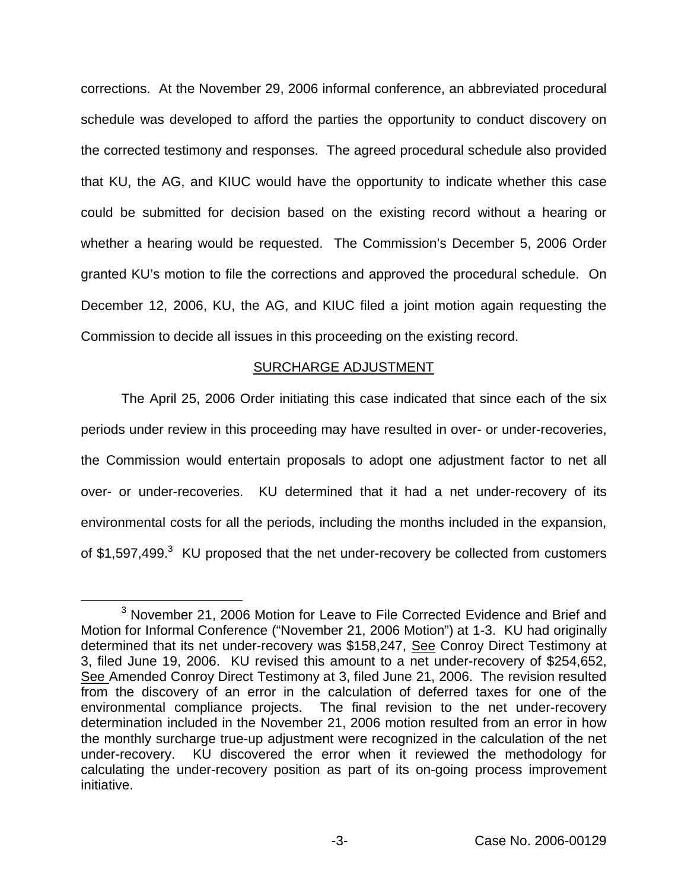corrections. At the November 29, 2006 informal conference, an abbreviated procedural schedule was developed to afford the parties the opportunity to conduct discovery on the corrected testimony and responses. The agreed procedural schedule also provided that KU, the AG, and KIUC would have the opportunity to indicate whether this case could be submitted for decision based on the existing record without a hearing or whether a hearing would be requested. The Commission's December 5, 2006 Order granted KU's motion to file the corrections and approved the procedural schedule. On December 12, 2006, KU, the AG, and KIUC filed a joint motion again requesting the Commission to decide all issues in this proceeding on the existing record.

## SURCHARGE ADJUSTMENT

The April 25, 2006 Order initiating this case indicated that since each of the six periods under review in this proceeding may have resulted in over- or under-recoveries, the Commission would entertain proposals to adopt one adjustment factor to net all over- or under-recoveries. KU determined that it had a net under-recovery of its environmental costs for all the periods, including the months included in the expansion, of $1,597,499.[3] KU proposed that the net under-recovery be collected from customers

[3] November 21, 2006 Motion for Leave to File Corrected Evidence and Brief and Motion for Informal Conference ("November 21, 2006 Motion") at 1-3. KU had originally determined that its net under-recovery was $158,247, See Conroy Direct Testimony at 3, filed June 19, 2006. KU revised this amount to a net under-recovery of $254,652, See Amended Conroy Direct Testimony at 3, filed June 21, 2006. The revision resulted from the discovery of an error in the calculation of deferred taxes for one of the environmental compliance projects. The final revision to the net under-recovery determination included in the November 21, 2006 motion resulted from an error in how the monthly surcharge true-up adjustment were recognized in the calculation of the net under-recovery. KU discovered the error when it reviewed the methodology for calculating the under-recovery position as part of its on-going process improvement initiative.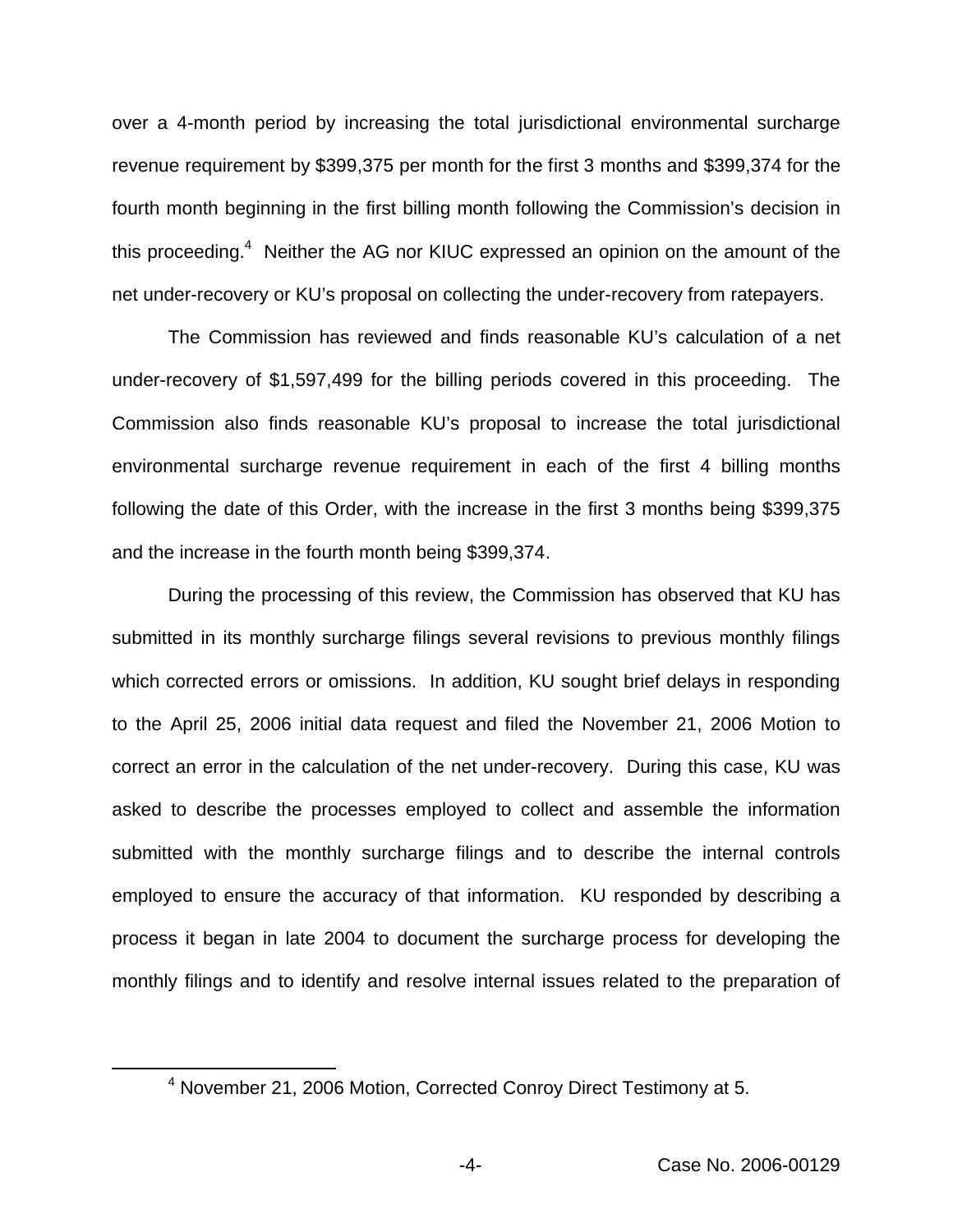over a 4-month period by increasing the total jurisdictional environmental surcharge revenue requirement by $399,375 per month for the first 3 months and $399,374 for the fourth month beginning in the first billing month following the Commission's decision in this proceeding.[4] Neither the AG nor KIUC expressed an opinion on the amount of the net under-recovery or KU's proposal on collecting the under-recovery from ratepayers.

The Commission has reviewed and finds reasonable KU's calculation of a net under-recovery of $1,597,499 for the billing periods covered in this proceeding. The Commission also finds reasonable KU's proposal to increase the total jurisdictional environmental surcharge revenue requirement in each of the first 4 billing months following the date of this Order, with the increase in the first 3 months being $399,375 and the increase in the fourth month being $399,374.

During the processing of this review, the Commission has observed that KU has submitted in its monthly surcharge filings several revisions to previous monthly filings which corrected errors or omissions. In addition, KU sought brief delays in responding to the April 25, 2006 initial data request and filed the November 21, 2006 Motion to correct an error in the calculation of the net under-recovery. During this case, KU was asked to describe the processes employed to collect and assemble the information submitted with the monthly surcharge filings and to describe the internal controls employed to ensure the accuracy of that information. KU responded by describing a process it began in late 2004 to document the surcharge process for developing the monthly filings and to identify and resolve internal issues related to the preparation of

[4] November 21, 2006 Motion, Corrected Conroy Direct Testimony at 5.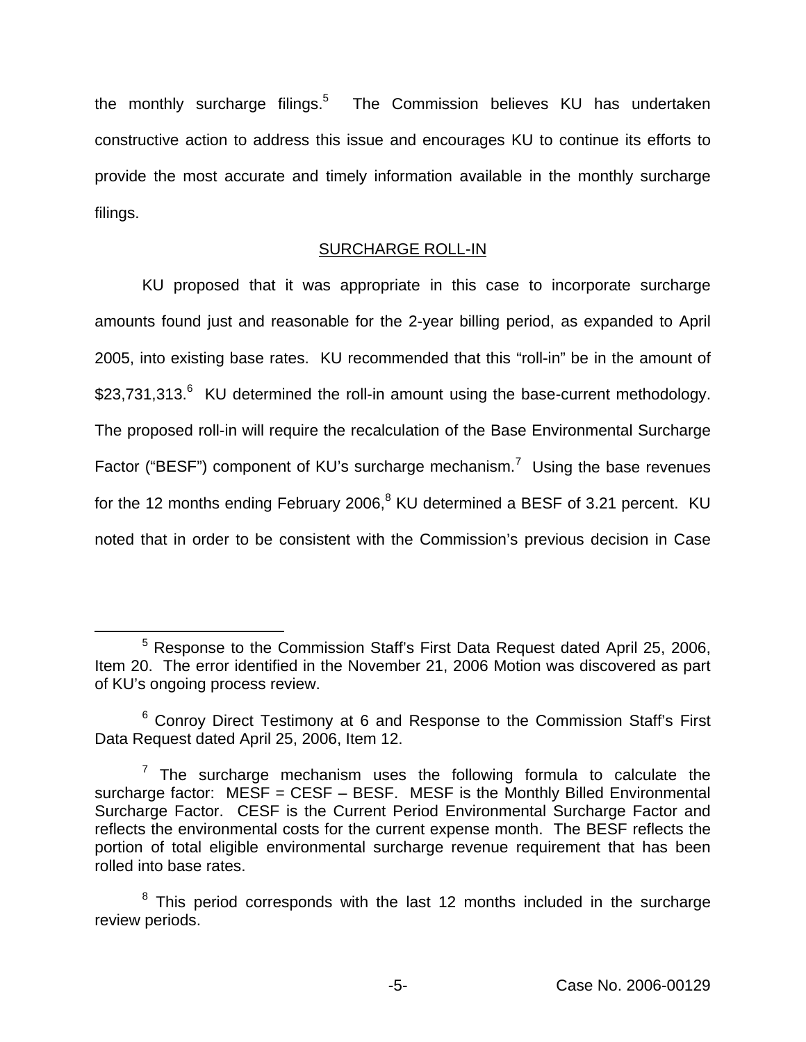the monthly surcharge filings.[5] The Commission believes KU has undertaken constructive action to address this issue and encourages KU to continue its efforts to provide the most accurate and timely information available in the monthly surcharge filings.

## SURCHARGE ROLL-IN

KU proposed that it was appropriate in this case to incorporate surcharge amounts found just and reasonable for the 2-year billing period, as expanded to April 2005, into existing base rates. KU recommended that this "roll-in" be in the amount of $23,731,313.[6] KU determined the roll-in amount using the base-current methodology. The proposed roll-in will require the recalculation of the Base Environmental Surcharge Factor ("BESF") component of KU's surcharge mechanism.[7] Using the base revenues for the 12 months ending February 2006,[8] KU determined a BESF of 3.21 percent. KU noted that in order to be consistent with the Commission's previous decision in Case

---

[5] Response to the Commission Staff's First Data Request dated April 25, 2006, Item 20. The error identified in the November 21, 2006 Motion was discovered as part of KU's ongoing process review.

[6] Conroy Direct Testimony at 6 and Response to the Commission Staff's First Data Request dated April 25, 2006, Item 12.

[7] The surcharge mechanism uses the following formula to calculate the surcharge factor: MESF = CESF – BESF. MESF is the Monthly Billed Environmental Surcharge Factor. CESF is the Current Period Environmental Surcharge Factor and reflects the environmental costs for the current expense month. The BESF reflects the portion of total eligible environmental surcharge revenue requirement that has been rolled into base rates.

[8] This period corresponds with the last 12 months included in the surcharge review periods.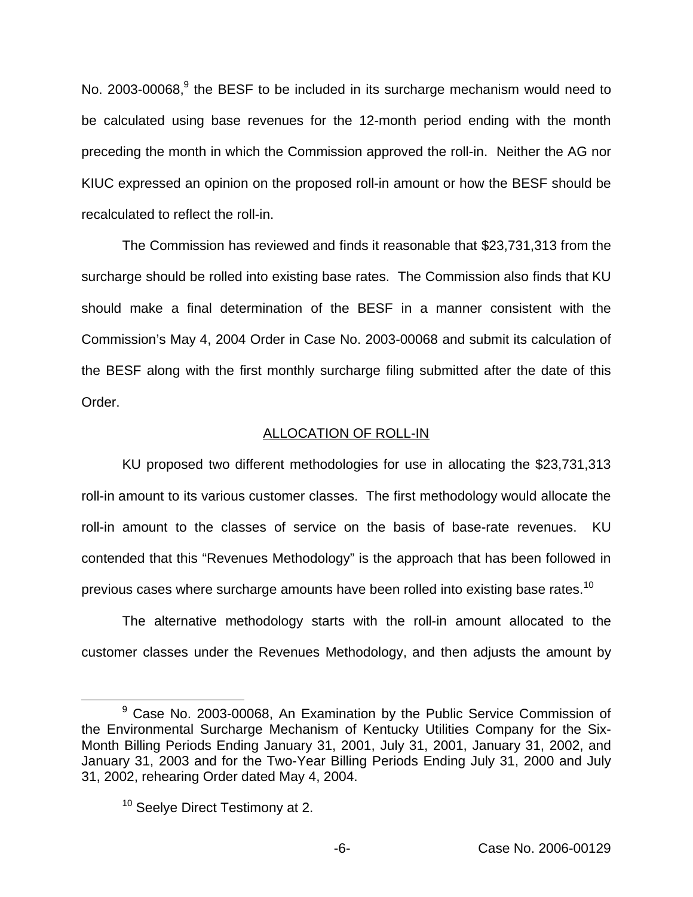No. 2003-00068,[9] the BESF to be included in its surcharge mechanism would need to be calculated using base revenues for the 12-month period ending with the month preceding the month in which the Commission approved the roll-in. Neither the AG nor KIUC expressed an opinion on the proposed roll-in amount or how the BESF should be recalculated to reflect the roll-in.

The Commission has reviewed and finds it reasonable that $23,731,313 from the surcharge should be rolled into existing base rates. The Commission also finds that KU should make a final determination of the BESF in a manner consistent with the Commission's May 4, 2004 Order in Case No. 2003-00068 and submit its calculation of the BESF along with the first monthly surcharge filing submitted after the date of this Order.

## ALLOCATION OF ROLL-IN

KU proposed two different methodologies for use in allocating the $23,731,313 roll-in amount to its various customer classes. The first methodology would allocate the roll-in amount to the classes of service on the basis of base-rate revenues. KU contended that this "Revenues Methodology" is the approach that has been followed in previous cases where surcharge amounts have been rolled into existing base rates.[10]

The alternative methodology starts with the roll-in amount allocated to the customer classes under the Revenues Methodology, and then adjusts the amount by

---

[9] Case No. 2003-00068, An Examination by the Public Service Commission of the Environmental Surcharge Mechanism of Kentucky Utilities Company for the Six-Month Billing Periods Ending January 31, 2001, July 31, 2001, January 31, 2002, and January 31, 2003 and for the Two-Year Billing Periods Ending July 31, 2000 and July 31, 2002, rehearing Order dated May 4, 2004.

[10] Seelye Direct Testimony at 2.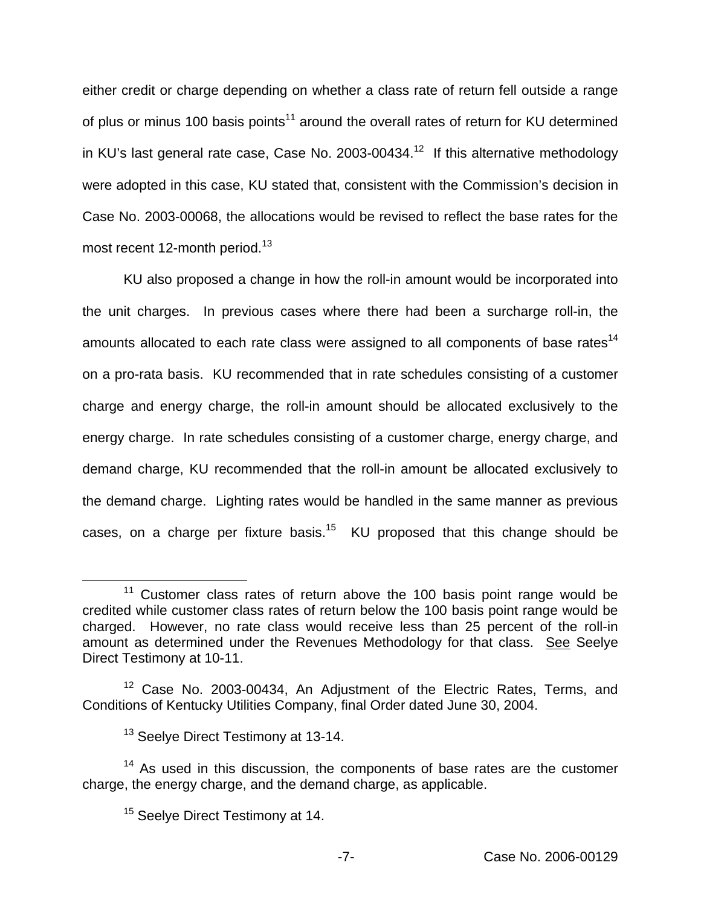either credit or charge depending on whether a class rate of return fell outside a range of plus or minus 100 basis points[11] around the overall rates of return for KU determined in KU's last general rate case, Case No. 2003-00434.[12] If this alternative methodology were adopted in this case, KU stated that, consistent with the Commission's decision in Case No. 2003-00068, the allocations would be revised to reflect the base rates for the most recent 12-month period.[13]

KU also proposed a change in how the roll-in amount would be incorporated into the unit charges. In previous cases where there had been a surcharge roll-in, the amounts allocated to each rate class were assigned to all components of base rates[14] on a pro-rata basis. KU recommended that in rate schedules consisting of a customer charge and energy charge, the roll-in amount should be allocated exclusively to the energy charge. In rate schedules consisting of a customer charge, energy charge, and demand charge, KU recommended that the roll-in amount be allocated exclusively to the demand charge. Lighting rates would be handled in the same manner as previous cases, on a charge per fixture basis.[15] KU proposed that this change should be

---

[11] Customer class rates of return above the 100 basis point range would be credited while customer class rates of return below the 100 basis point range would be charged. However, no rate class would receive less than 25 percent of the roll-in amount as determined under the Revenues Methodology for that class. See Seelye Direct Testimony at 10-11.

[12] Case No. 2003-00434, An Adjustment of the Electric Rates, Terms, and Conditions of Kentucky Utilities Company, final Order dated June 30, 2004.

[13] Seelye Direct Testimony at 13-14.

[14] As used in this discussion, the components of base rates are the customer charge, the energy charge, and the demand charge, as applicable.

[15] Seelye Direct Testimony at 14.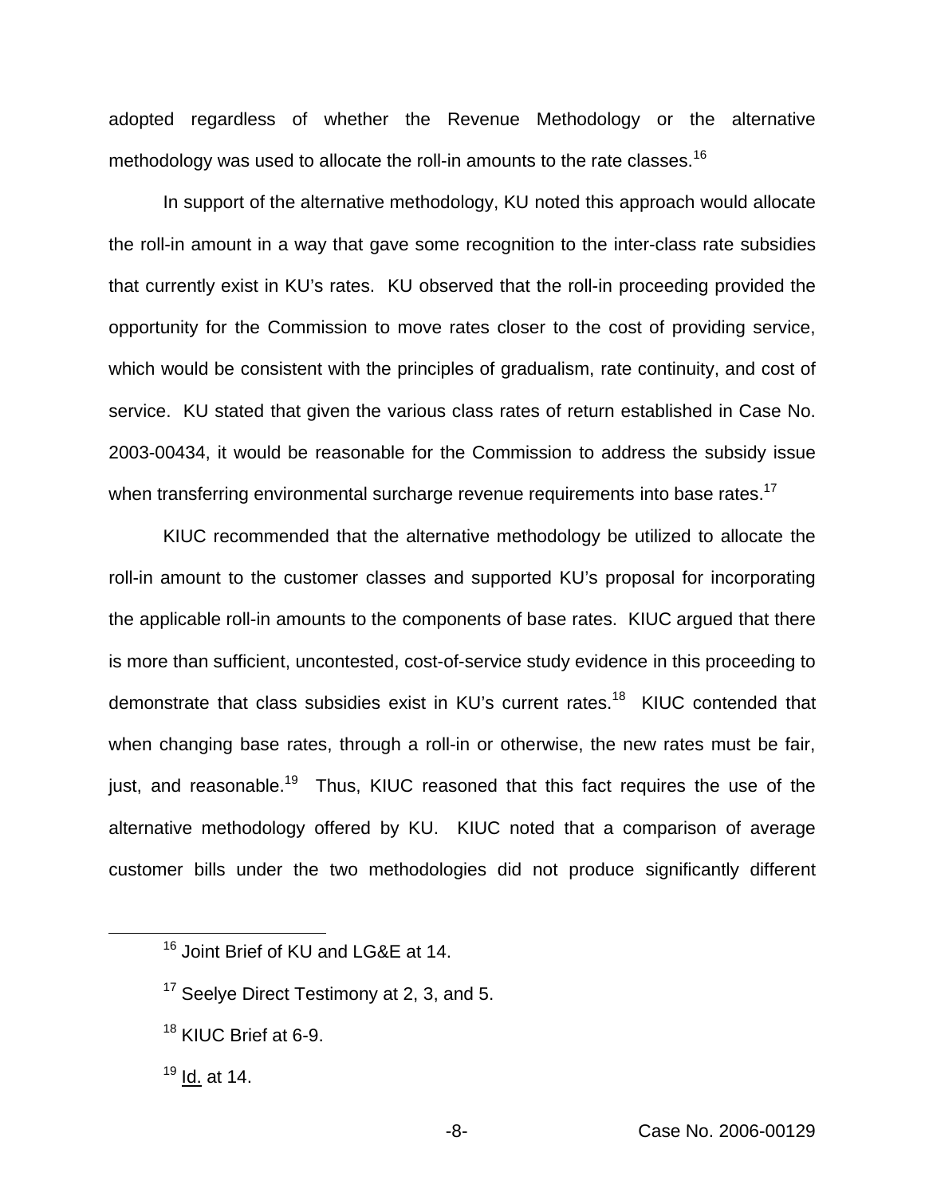adopted regardless of whether the Revenue Methodology or the alternative methodology was used to allocate the roll-in amounts to the rate classes.[16]

In support of the alternative methodology, KU noted this approach would allocate the roll-in amount in a way that gave some recognition to the inter-class rate subsidies that currently exist in KU's rates. KU observed that the roll-in proceeding provided the opportunity for the Commission to move rates closer to the cost of providing service, which would be consistent with the principles of gradualism, rate continuity, and cost of service. KU stated that given the various class rates of return established in Case No. 2003-00434, it would be reasonable for the Commission to address the subsidy issue when transferring environmental surcharge revenue requirements into base rates.[17]

KIUC recommended that the alternative methodology be utilized to allocate the roll-in amount to the customer classes and supported KU's proposal for incorporating the applicable roll-in amounts to the components of base rates. KIUC argued that there is more than sufficient, uncontested, cost-of-service study evidence in this proceeding to demonstrate that class subsidies exist in KU's current rates.[18] KIUC contended that when changing base rates, through a roll-in or otherwise, the new rates must be fair, just, and reasonable.[19] Thus, KIUC reasoned that this fact requires the use of the alternative methodology offered by KU. KIUC noted that a comparison of average customer bills under the two methodologies did not produce significantly different

[16] Joint Brief of KU and LG&E at 14.

[17] Seelye Direct Testimony at 2, 3, and 5.

[18] KIUC Brief at 6-9.

[19] Id. at 14.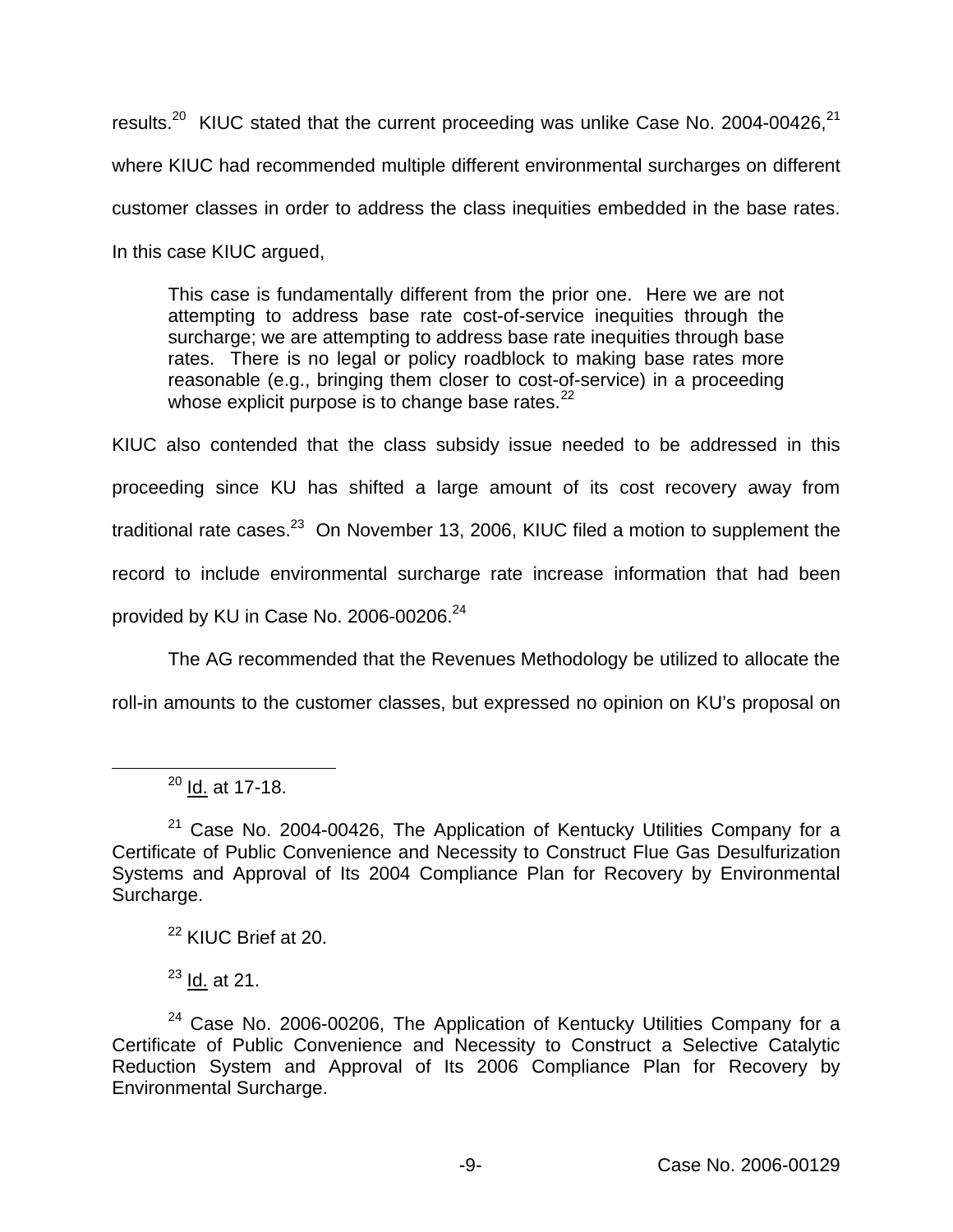results.[20] KIUC stated that the current proceeding was unlike Case No. 2004-00426,[21] where KIUC had recommended multiple different environmental surcharges on different customer classes in order to address the class inequities embedded in the base rates. In this case KIUC argued,

> This case is fundamentally different from the prior one. Here we are not attempting to address base rate cost-of-service inequities through the surcharge; we are attempting to address base rate inequities through base rates. There is no legal or policy roadblock to making base rates more reasonable (e.g., bringing them closer to cost-of-service) in a proceeding whose explicit purpose is to change base rates.[22]

KIUC also contended that the class subsidy issue needed to be addressed in this proceeding since KU has shifted a large amount of its cost recovery away from traditional rate cases.[23] On November 13, 2006, KIUC filed a motion to supplement the record to include environmental surcharge rate increase information that had been provided by KU in Case No. 2006-00206.[24]

The AG recommended that the Revenues Methodology be utilized to allocate the roll-in amounts to the customer classes, but expressed no opinion on KU's proposal on

---

[20] Id. at 17-18.

[21] Case No. 2004-00426, The Application of Kentucky Utilities Company for a Certificate of Public Convenience and Necessity to Construct Flue Gas Desulfurization Systems and Approval of Its 2004 Compliance Plan for Recovery by Environmental Surcharge.

[22] KIUC Brief at 20.

[23] Id. at 21.

[24] Case No. 2006-00206, The Application of Kentucky Utilities Company for a Certificate of Public Convenience and Necessity to Construct a Selective Catalytic Reduction System and Approval of Its 2006 Compliance Plan for Recovery by Environmental Surcharge.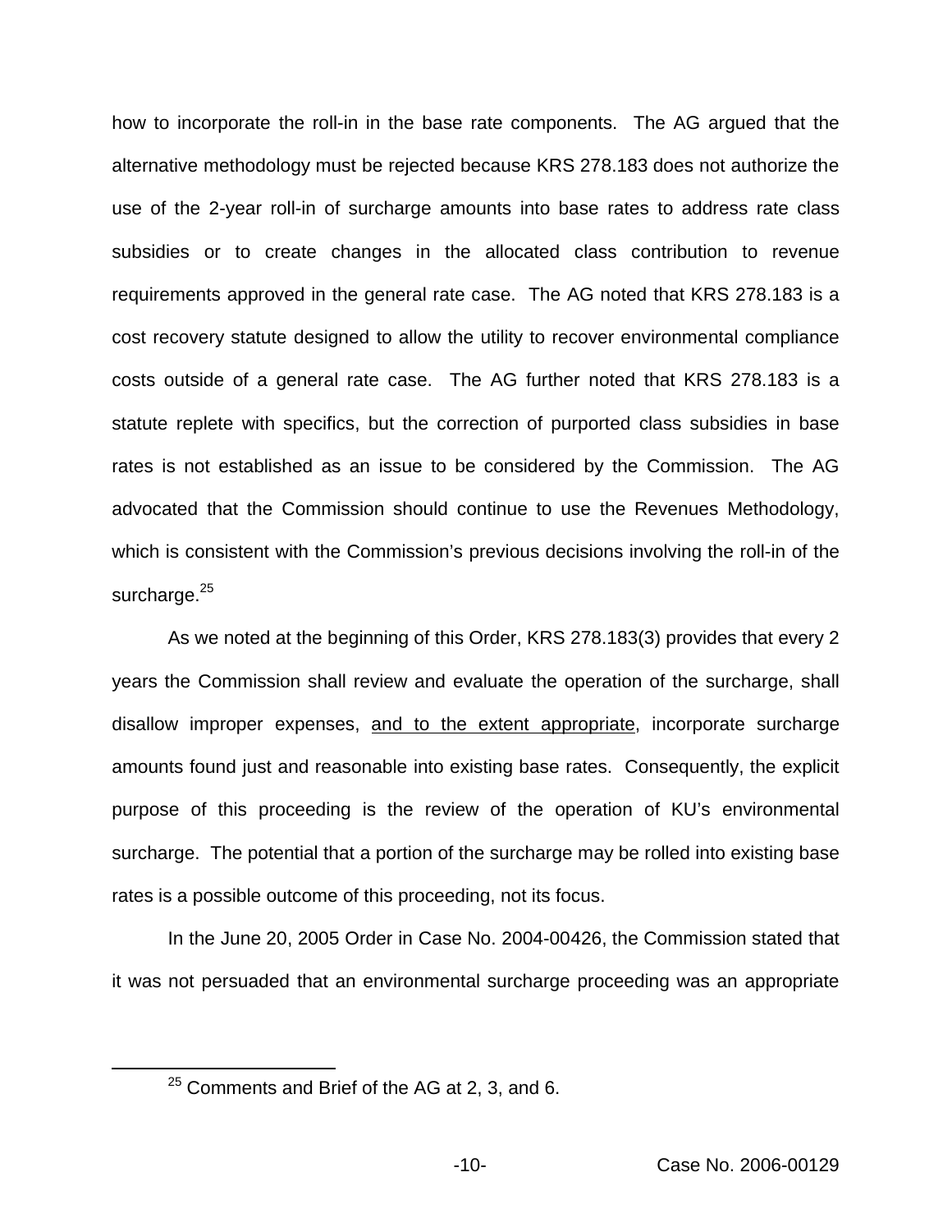how to incorporate the roll-in in the base rate components. The AG argued that the alternative methodology must be rejected because KRS 278.183 does not authorize the use of the 2-year roll-in of surcharge amounts into base rates to address rate class subsidies or to create changes in the allocated class contribution to revenue requirements approved in the general rate case. The AG noted that KRS 278.183 is a cost recovery statute designed to allow the utility to recover environmental compliance costs outside of a general rate case. The AG further noted that KRS 278.183 is a statute replete with specifics, but the correction of purported class subsidies in base rates is not established as an issue to be considered by the Commission. The AG advocated that the Commission should continue to use the Revenues Methodology, which is consistent with the Commission's previous decisions involving the roll-in of the surcharge.[25]

As we noted at the beginning of this Order, KRS 278.183(3) provides that every 2 years the Commission shall review and evaluate the operation of the surcharge, shall disallow improper expenses, <u>and to the extent appropriate</u>, incorporate surcharge amounts found just and reasonable into existing base rates. Consequently, the explicit purpose of this proceeding is the review of the operation of KU's environmental surcharge. The potential that a portion of the surcharge may be rolled into existing base rates is a possible outcome of this proceeding, not its focus.

In the June 20, 2005 Order in Case No. 2004-00426, the Commission stated that it was not persuaded that an environmental surcharge proceeding was an appropriate

[25] Comments and Brief of the AG at 2, 3, and 6.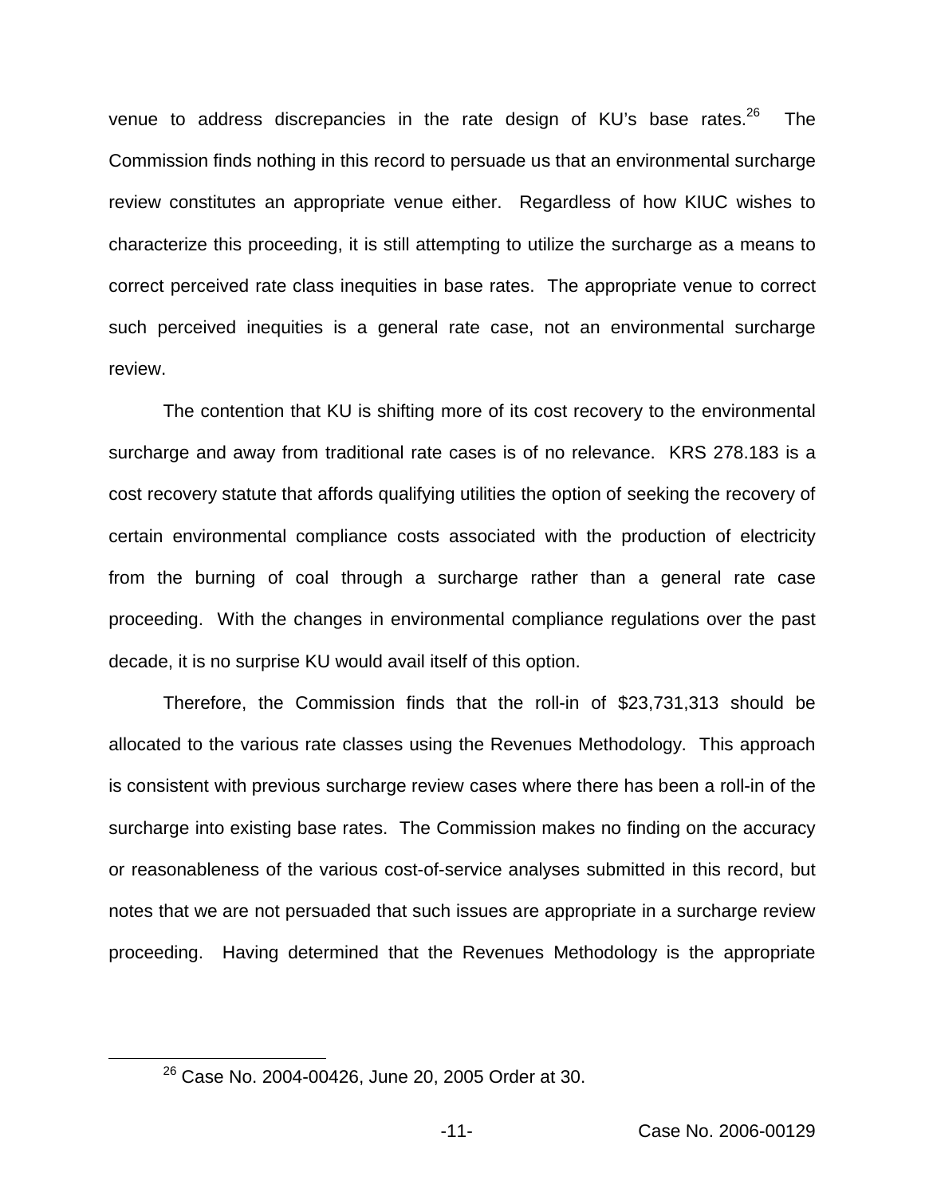venue to address discrepancies in the rate design of KU's base rates.[26] The Commission finds nothing in this record to persuade us that an environmental surcharge review constitutes an appropriate venue either. Regardless of how KIUC wishes to characterize this proceeding, it is still attempting to utilize the surcharge as a means to correct perceived rate class inequities in base rates. The appropriate venue to correct such perceived inequities is a general rate case, not an environmental surcharge review.

The contention that KU is shifting more of its cost recovery to the environmental surcharge and away from traditional rate cases is of no relevance. KRS 278.183 is a cost recovery statute that affords qualifying utilities the option of seeking the recovery of certain environmental compliance costs associated with the production of electricity from the burning of coal through a surcharge rather than a general rate case proceeding. With the changes in environmental compliance regulations over the past decade, it is no surprise KU would avail itself of this option.

Therefore, the Commission finds that the roll-in of $23,731,313 should be allocated to the various rate classes using the Revenues Methodology. This approach is consistent with previous surcharge review cases where there has been a roll-in of the surcharge into existing base rates. The Commission makes no finding on the accuracy or reasonableness of the various cost-of-service analyses submitted in this record, but notes that we are not persuaded that such issues are appropriate in a surcharge review proceeding. Having determined that the Revenues Methodology is the appropriate

[26] Case No. 2004-00426, June 20, 2005 Order at 30.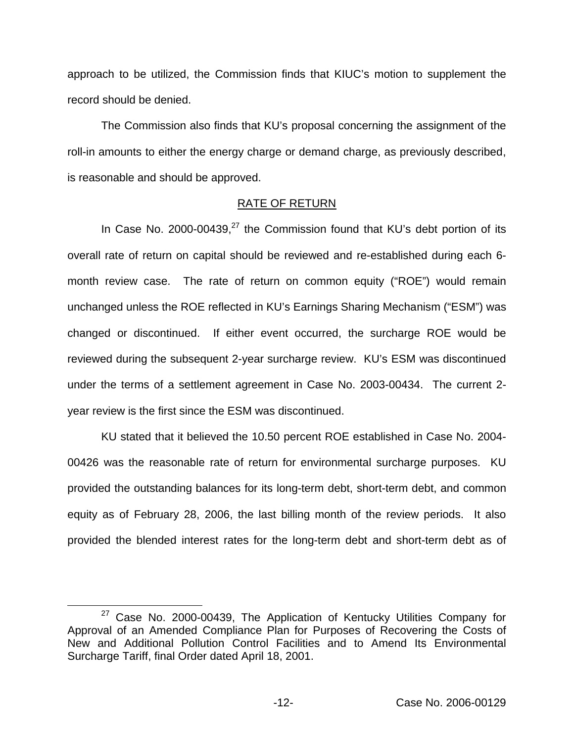approach to be utilized, the Commission finds that KIUC's motion to supplement the record should be denied.

The Commission also finds that KU's proposal concerning the assignment of the roll-in amounts to either the energy charge or demand charge, as previously described, is reasonable and should be approved.

## RATE OF RETURN

In Case No. 2000-00439,[27] the Commission found that KU's debt portion of its overall rate of return on capital should be reviewed and re-established during each 6-month review case. The rate of return on common equity ("ROE") would remain unchanged unless the ROE reflected in KU's Earnings Sharing Mechanism ("ESM") was changed or discontinued. If either event occurred, the surcharge ROE would be reviewed during the subsequent 2-year surcharge review. KU's ESM was discontinued under the terms of a settlement agreement in Case No. 2003-00434. The current 2-year review is the first since the ESM was discontinued.

KU stated that it believed the 10.50 percent ROE established in Case No. 2004-00426 was the reasonable rate of return for environmental surcharge purposes. KU provided the outstanding balances for its long-term debt, short-term debt, and common equity as of February 28, 2006, the last billing month of the review periods. It also provided the blended interest rates for the long-term debt and short-term debt as of

[27] Case No. 2000-00439, The Application of Kentucky Utilities Company for Approval of an Amended Compliance Plan for Purposes of Recovering the Costs of New and Additional Pollution Control Facilities and to Amend Its Environmental Surcharge Tariff, final Order dated April 18, 2001.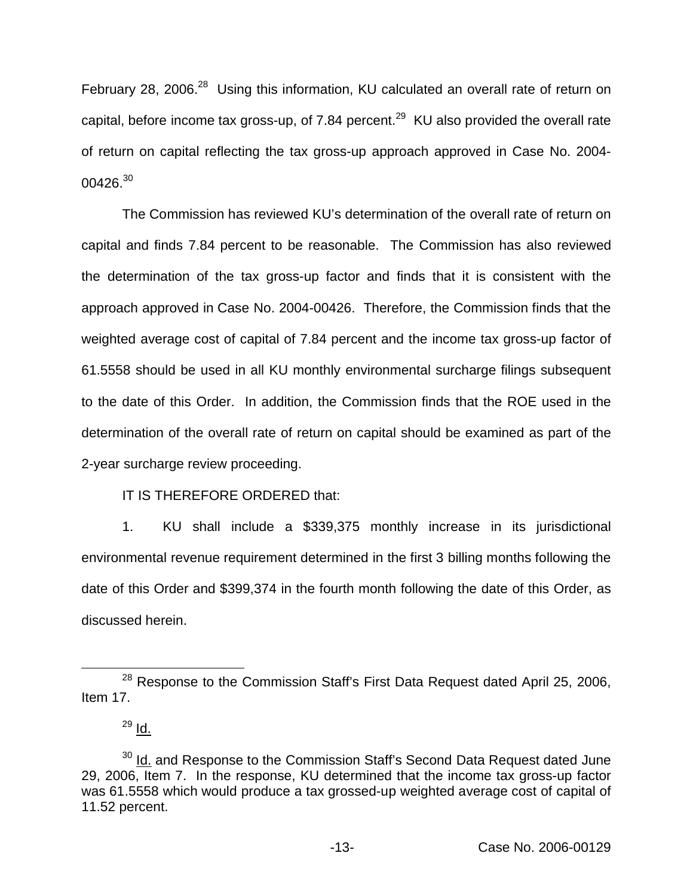February 28, 2006.[28] Using this information, KU calculated an overall rate of return on capital, before income tax gross-up, of 7.84 percent.[29] KU also provided the overall rate of return on capital reflecting the tax gross-up approach approved in Case No. 2004-00426.[30]

The Commission has reviewed KU's determination of the overall rate of return on capital and finds 7.84 percent to be reasonable. The Commission has also reviewed the determination of the tax gross-up factor and finds that it is consistent with the approach approved in Case No. 2004-00426. Therefore, the Commission finds that the weighted average cost of capital of 7.84 percent and the income tax gross-up factor of 61.5558 should be used in all KU monthly environmental surcharge filings subsequent to the date of this Order. In addition, the Commission finds that the ROE used in the determination of the overall rate of return on capital should be examined as part of the 2-year surcharge review proceeding.

IT IS THEREFORE ORDERED that:

1. KU shall include a $339,375 monthly increase in its jurisdictional environmental revenue requirement determined in the first 3 billing months following the date of this Order and $399,374 in the fourth month following the date of this Order, as discussed herein.

---

[28] Response to the Commission Staff's First Data Request dated April 25, 2006, Item 17.

[29] Id.

[30] Id. and Response to the Commission Staff's Second Data Request dated June 29, 2006, Item 7. In the response, KU determined that the income tax gross-up factor was 61.5558 which would produce a tax grossed-up weighted average cost of capital of 11.52 percent.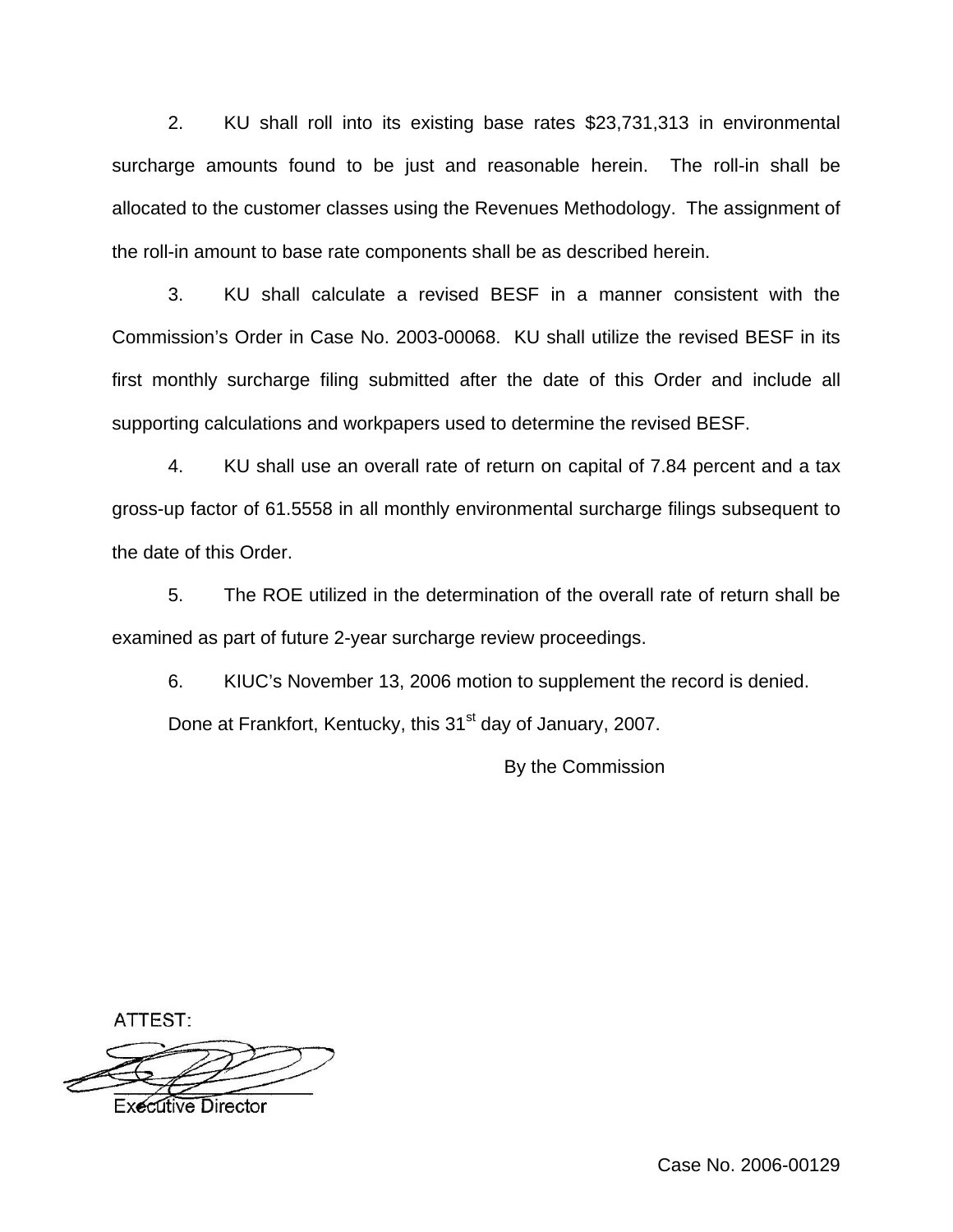2. KU shall roll into its existing base rates $23,731,313 in environmental surcharge amounts found to be just and reasonable herein. The roll-in shall be allocated to the customer classes using the Revenues Methodology. The assignment of the roll-in amount to base rate components shall be as described herein.

3. KU shall calculate a revised BESF in a manner consistent with the Commission's Order in Case No. 2003-00068. KU shall utilize the revised BESF in its first monthly surcharge filing submitted after the date of this Order and include all supporting calculations and workpapers used to determine the revised BESF.

4. KU shall use an overall rate of return on capital of 7.84 percent and a tax gross-up factor of 61.5558 in all monthly environmental surcharge filings subsequent to the date of this Order.

5. The ROE utilized in the determination of the overall rate of return shall be examined as part of future 2-year surcharge review proceedings.

6. KIUC's November 13, 2006 motion to supplement the record is denied.

Done at Frankfort, Kentucky, this 31st day of January, 2007.

By the Commission

ATTEST:

Executive Director

Case No. 2006-00129